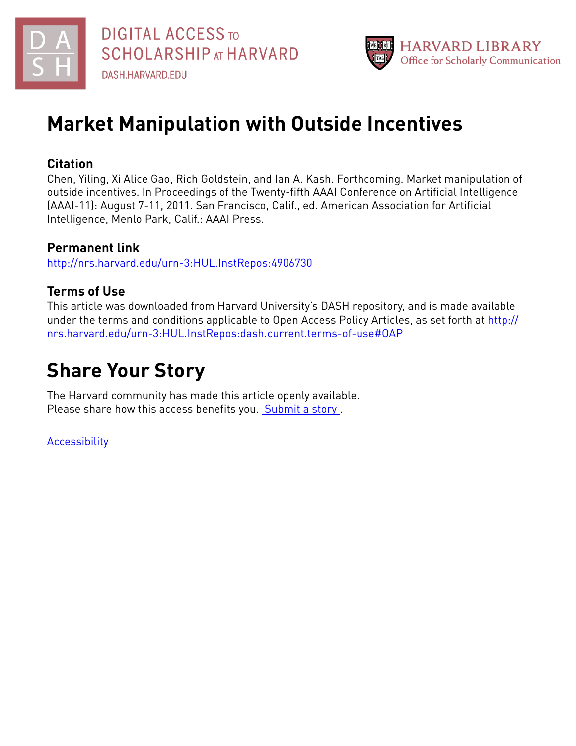# Market Manipulation with Outside Incentives

## Citation

Chen, Yiling, Xi Alice Gao, Rich Goldstein, and Ian A. Kash. Forthcoming. Market manipulation of outside incentives. In Proceedings of the Twenty-fifth AAAI Conference on Artificial Intelligence (AAAI-11): August 7-11, 2011. San Francisco, Calif., ed. American Association for Artificial Intelligence, Menlo Park, Calif.: AAAI Press.

## Permanent link

http://nrs.harvard.edu/urn-3:HUL.InstRepos:4906730

## Terms of Use

This article was downloaded from Harvard University's DASH repository, and is made available under the terms and conditions applicable to Open Access Policy Articles, as set forth at http://nrs.harvard.edu/urn-3:HUL.InstRepos:dash.current.terms-of-use#OAP

# Share Your Story

The Harvard community has made this article openly available.
Please share how this access benefits you. Submit a story .

Accessibility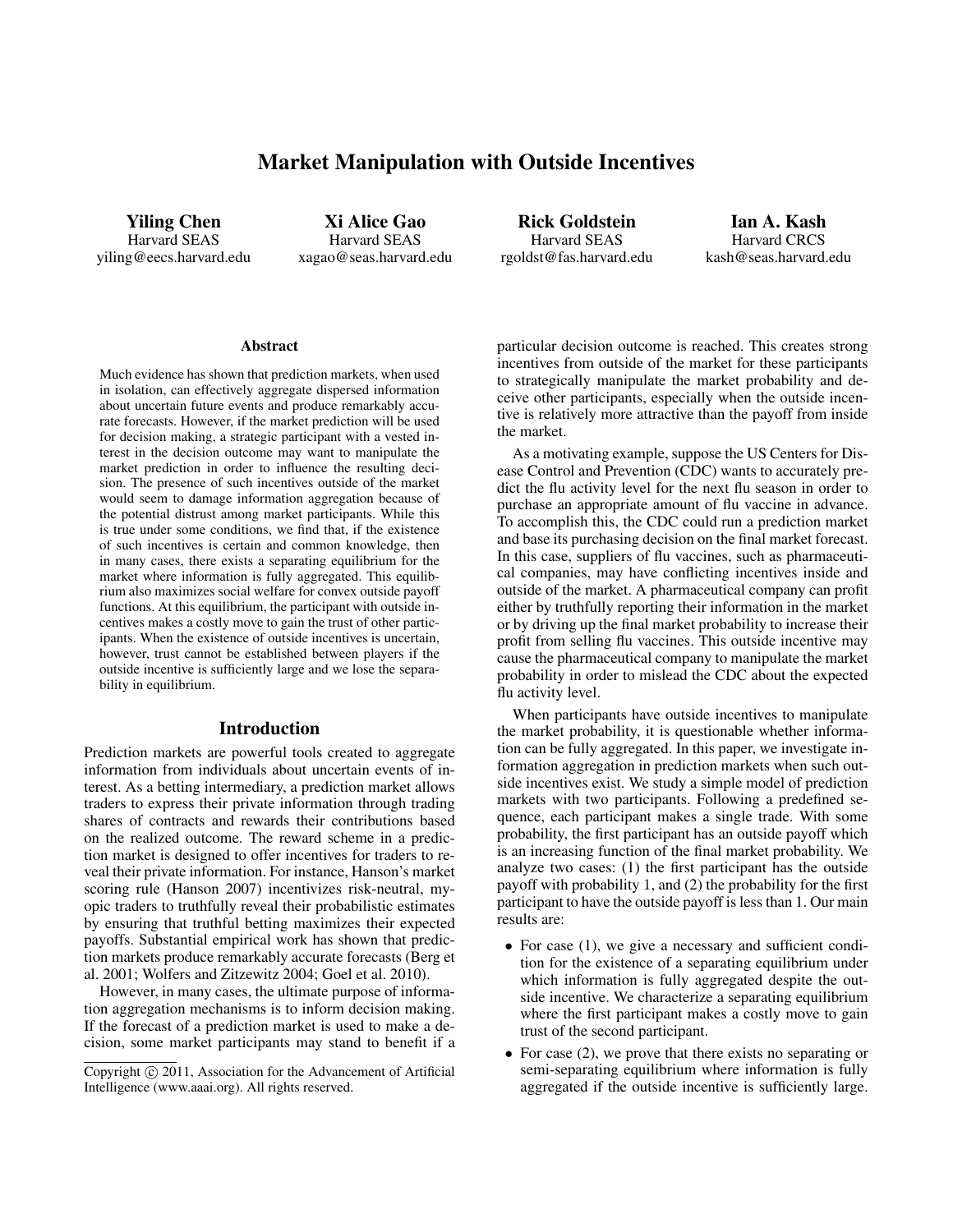# Market Manipulation with Outside Incentives

**Yiling Chen**
Harvard SEAS
yiling@eecs.harvard.edu

**Xi Alice Gao**
Harvard SEAS
xagao@seas.harvard.edu

**Rick Goldstein**
Harvard SEAS
rgoldst@fas.harvard.edu

**Ian A. Kash**
Harvard CRCS
kash@seas.harvard.edu

### Abstract

Much evidence has shown that prediction markets, when used in isolation, can effectively aggregate dispersed information about uncertain future events and produce remarkably accurate forecasts. However, if the market prediction will be used for decision making, a strategic participant with a vested interest in the decision outcome may want to manipulate the market prediction in order to influence the resulting decision. The presence of such incentives outside of the market would seem to damage information aggregation because of the potential distrust among market participants. While this is true under some conditions, we find that, if the existence of such incentives is certain and common knowledge, then in many cases, there exists a separating equilibrium for the market where information is fully aggregated. This equilibrium also maximizes social welfare for convex outside payoff functions. At this equilibrium, the participant with outside incentives makes a costly move to gain the trust of other participants. When the existence of outside incentives is uncertain, however, trust cannot be established between players if the outside incentive is sufficiently large and we lose the separability in equilibrium.

## Introduction

Prediction markets are powerful tools created to aggregate information from individuals about uncertain events of interest. As a betting intermediary, a prediction market allows traders to express their private information through trading shares of contracts and rewards their contributions based on the realized outcome. The reward scheme in a prediction market is designed to offer incentives for traders to reveal their private information. For instance, Hanson's market scoring rule (Hanson 2007) incentivizes risk-neutral, myopic traders to truthfully reveal their probabilistic estimates by ensuring that truthful betting maximizes their expected payoffs. Substantial empirical work has shown that prediction markets produce remarkably accurate forecasts (Berg et al. 2001; Wolfers and Zitzewitz 2004; Goel et al. 2010).

However, in many cases, the ultimate purpose of information aggregation mechanisms is to inform decision making. If the forecast of a prediction market is used to make a decision, some market participants may stand to benefit if a particular decision outcome is reached. This creates strong incentives from outside of the market for these participants to strategically manipulate the market probability and deceive other participants, especially when the outside incentive is relatively more attractive than the payoff from inside the market.

As a motivating example, suppose the US Centers for Disease Control and Prevention (CDC) wants to accurately predict the flu activity level for the next flu season in order to purchase an appropriate amount of flu vaccine in advance. To accomplish this, the CDC could run a prediction market and base its purchasing decision on the final market forecast. In this case, suppliers of flu vaccines, such as pharmaceutical companies, may have conflicting incentives inside and outside of the market. A pharmaceutical company can profit either by truthfully reporting their information in the market or by driving up the final market probability to increase their profit from selling flu vaccines. This outside incentive may cause the pharmaceutical company to manipulate the market probability in order to mislead the CDC about the expected flu activity level.

When participants have outside incentives to manipulate the market probability, it is questionable whether information can be fully aggregated. In this paper, we investigate information aggregation in prediction markets when such outside incentives exist. We study a simple model of prediction markets with two participants. Following a predefined sequence, each participant makes a single trade. With some probability, the first participant has an outside payoff which is an increasing function of the final market probability. We analyze two cases: (1) the first participant has the outside payoff with probability 1, and (2) the probability for the first participant to have the outside payoff is less than 1. Our main results are:

- For case (1), we give a necessary and sufficient condition for the existence of a separating equilibrium under which information is fully aggregated despite the outside incentive. We characterize a separating equilibrium where the first participant makes a costly move to gain trust of the second participant.
- For case (2), we prove that there exists no separating or semi-separating equilibrium where information is fully aggregated if the outside incentive is sufficiently large.

Copyright © 2011, Association for the Advancement of Artificial Intelligence (www.aaai.org). All rights reserved.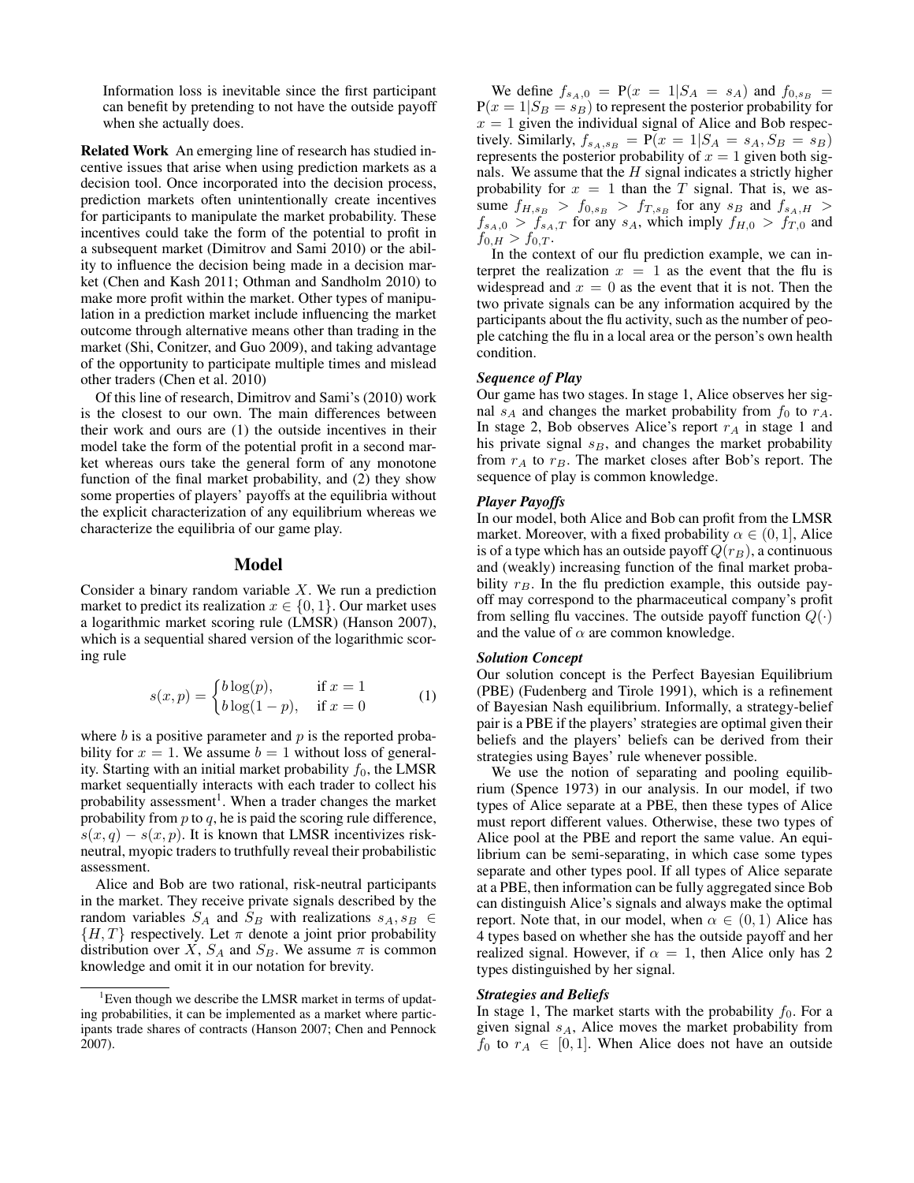Information loss is inevitable since the first participant can benefit by pretending to not have the outside payoff when she actually does.

**Related Work** An emerging line of research has studied incentive issues that arise when using prediction markets as a decision tool. Once incorporated into the decision process, prediction markets often unintentionally create incentives for participants to manipulate the market probability. These incentives could take the form of the potential to profit in a subsequent market (Dimitrov and Sami 2010) or the ability to influence the decision being made in a decision market (Chen and Kash 2011; Othman and Sandholm 2010) to make more profit within the market. Other types of manipulation in a prediction market include influencing the market outcome through alternative means other than trading in the market (Shi, Conitzer, and Guo 2009), and taking advantage of the opportunity to participate multiple times and mislead other traders (Chen et al. 2010)

Of this line of research, Dimitrov and Sami's (2010) work is the closest to our own. The main differences between their work and ours are (1) the outside incentives in their model take the form of the potential profit in a second market whereas ours take the general form of any monotone function of the final market probability, and (2) they show some properties of players' payoffs at the equilibria without the explicit characterization of any equilibrium whereas we characterize the equilibria of our game play.

## Model

Consider a binary random variable $X$. We run a prediction market to predict its realization $x \in \{0, 1\}$. Our market uses a logarithmic market scoring rule (LMSR) (Hanson 2007), which is a sequential shared version of the logarithmic scoring rule

$$s(x, p) = \begin{cases} b \log(p), & \text{if } x = 1 \\ b \log(1 - p), & \text{if } x = 0 \end{cases} \quad (1)$$

where $b$ is a positive parameter and $p$ is the reported probability for $x = 1$. We assume $b = 1$ without loss of generality. Starting with an initial market probability $f_0$, the LMSR market sequentially interacts with each trader to collect his probability assessment[1]. When a trader changes the market probability from $p$ to $q$, he is paid the scoring rule difference, $s(x, q) - s(x, p)$. It is known that LMSR incentivizes risk-neutral, myopic traders to truthfully reveal their probabilistic assessment.

Alice and Bob are two rational, risk-neutral participants in the market. They receive private signals described by the random variables $S_A$ and $S_B$ with realizations $s_A, s_B \in \{H, T\}$ respectively. Let $\pi$ denote a joint prior probability distribution over $X$, $S_A$ and $S_B$. We assume $\pi$ is common knowledge and omit it in our notation for brevity.

We define $f_{s_A,0} = \mathrm{P}(x = 1|S_A = s_A)$ and $f_{0,s_B} = \mathrm{P}(x = 1|S_B = s_B)$ to represent the posterior probability for $x = 1$ given the individual signal of Alice and Bob respectively. Similarly, $f_{s_A,s_B} = \mathrm{P}(x = 1|S_A = s_A, S_B = s_B)$ represents the posterior probability of $x = 1$ given both signals. We assume that the $H$ signal indicates a strictly higher probability for $x = 1$ than the $T$ signal. That is, we assume $f_{H,s_B} > f_{0,s_B} > f_{T,s_B}$ for any $s_B$ and $f_{s_A,H} > f_{s_A,0} > f_{s_A,T}$ for any $s_A$, which imply $f_{H,0} > f_{T,0}$ and $f_{0,H} > f_{0,T}$.

In the context of our flu prediction example, we can interpret the realization $x = 1$ as the event that the flu is widespread and $x = 0$ as the event that it is not. Then the two private signals can be any information acquired by the participants about the flu activity, such as the number of people catching the flu in a local area or the person's own health condition.

### *Sequence of Play*

Our game has two stages. In stage 1, Alice observes her signal $s_A$ and changes the market probability from $f_0$ to $r_A$. In stage 2, Bob observes Alice's report $r_A$ in stage 1 and his private signal $s_B$, and changes the market probability from $r_A$ to $r_B$. The market closes after Bob's report. The sequence of play is common knowledge.

### *Player Payoffs*

In our model, both Alice and Bob can profit from the LMSR market. Moreover, with a fixed probability $\alpha \in (0, 1]$, Alice is of a type which has an outside payoff $Q(r_B)$, a continuous and (weakly) increasing function of the final market probability $r_B$. In the flu prediction example, this outside payoff may correspond to the pharmaceutical company's profit from selling flu vaccines. The outside payoff function $Q(\cdot)$ and the value of $\alpha$ are common knowledge.

### *Solution Concept*

Our solution concept is the Perfect Bayesian Equilibrium (PBE) (Fudenberg and Tirole 1991), which is a refinement of Bayesian Nash equilibrium. Informally, a strategy-belief pair is a PBE if the players' strategies are optimal given their beliefs and the players' beliefs can be derived from their strategies using Bayes' rule whenever possible.

We use the notion of separating and pooling equilibrium (Spence 1973) in our analysis. In our model, if two types of Alice separate at a PBE, then these types of Alice must report different values. Otherwise, these two types of Alice pool at the PBE and report the same value. An equilibrium can be semi-separating, in which case some types separate and other types pool. If all types of Alice separate at a PBE, then information can be fully aggregated since Bob can distinguish Alice's signals and always make the optimal report. Note that, in our model, when $\alpha \in (0, 1)$ Alice has 4 types based on whether she has the outside payoff and her realized signal. However, if $\alpha = 1$, then Alice only has 2 types distinguished by her signal.

### *Strategies and Beliefs*

In stage 1, The market starts with the probability $f_0$. For a given signal $s_A$, Alice moves the market probability from $f_0$ to $r_A \in [0, 1]$. When Alice does not have an outside

[1] Even though we describe the LMSR market in terms of updating probabilities, it can be implemented as a market where participants trade shares of contracts (Hanson 2007; Chen and Pennock 2007).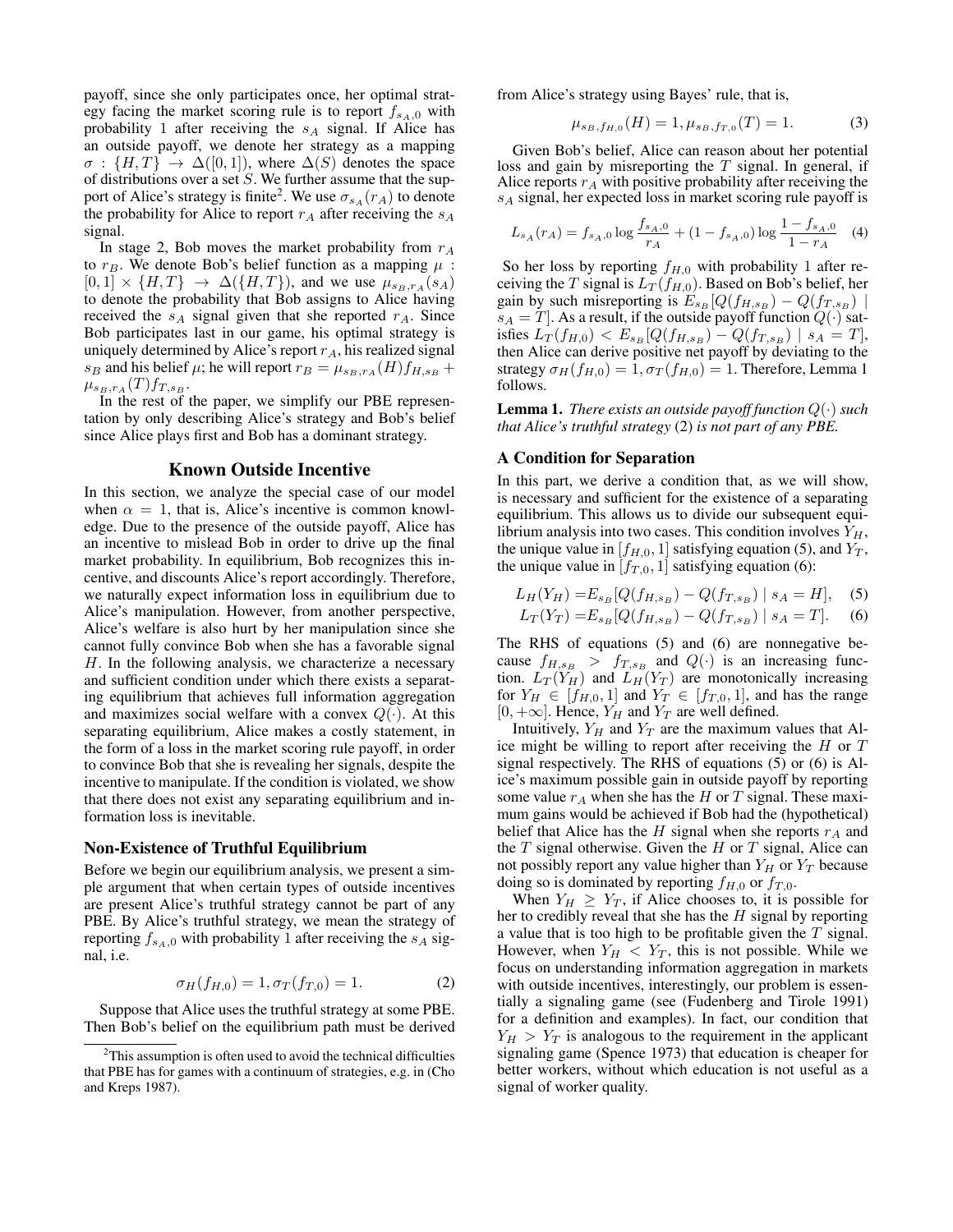payoff, since she only participates once, her optimal strategy facing the market scoring rule is to report $f_{s_A,0}$ with probability 1 after receiving the $s_A$ signal. If Alice has an outside payoff, we denote her strategy as a mapping $\sigma : \{H, T\} \to \Delta([0, 1])$, where $\Delta(S)$ denotes the space of distributions over a set $S$. We further assume that the support of Alice's strategy is finite[2]. We use $\sigma_{s_A}(r_A)$ to denote the probability for Alice to report $r_A$ after receiving the $s_A$ signal.

In stage 2, Bob moves the market probability from $r_A$ to $r_B$. We denote Bob's belief function as a mapping $\mu : [0, 1] \times \{H, T\} \to \Delta(\{H, T\})$, and we use $\mu_{s_B,r_A}(s_A)$ to denote the probability that Bob assigns to Alice having received the $s_A$ signal given that she reported $r_A$. Since Bob participates last in our game, his optimal strategy is uniquely determined by Alice's report $r_A$, his realized signal $s_B$ and his belief $\mu$; he will report $r_B = \mu_{s_B,r_A}(H) f_{H,s_B} + \mu_{s_B,r_A}(T) f_{T,s_B}$.

In the rest of the paper, we simplify our PBE representation by only describing Alice's strategy and Bob's belief since Alice plays first and Bob has a dominant strategy.

## Known Outside Incentive

In this section, we analyze the special case of our model when $\alpha = 1$, that is, Alice's incentive is common knowledge. Due to the presence of the outside payoff, Alice has an incentive to mislead Bob in order to drive up the final market probability. In equilibrium, Bob recognizes this incentive, and discounts Alice's report accordingly. Therefore, we naturally expect information loss in equilibrium due to Alice's manipulation. However, from another perspective, Alice's welfare is also hurt by her manipulation since she cannot fully convince Bob when she has a favorable signal $H$. In the following analysis, we characterize a necessary and sufficient condition under which there exists a separating equilibrium that achieves full information aggregation and maximizes social welfare with a convex $Q(\cdot)$. At this separating equilibrium, Alice makes a costly statement, in the form of a loss in the market scoring rule payoff, in order to convince Bob that she is revealing her signals, despite the incentive to manipulate. If the condition is violated, we show that there does not exist any separating equilibrium and information loss is inevitable.

### Non-Existence of Truthful Equilibrium

Before we begin our equilibrium analysis, we present a simple argument that when certain types of outside incentives are present Alice's truthful strategy cannot be part of any PBE. By Alice's truthful strategy, we mean the strategy of reporting $f_{s_A,0}$ with probability 1 after receiving the $s_A$ signal, i.e.

$$\sigma_H(f_{H,0}) = 1, \sigma_T(f_{T,0}) = 1. \quad (2)$$

Suppose that Alice uses the truthful strategy at some PBE. Then Bob's belief on the equilibrium path must be derived from Alice's strategy using Bayes' rule, that is,

$$\mu_{s_B,f_{H,0}}(H) = 1, \mu_{s_B,f_{T,0}}(T) = 1. \quad (3)$$

Given Bob's belief, Alice can reason about her potential loss and gain by misreporting the $T$ signal. In general, if Alice reports $r_A$ with positive probability after receiving the $s_A$ signal, her expected loss in market scoring rule payoff is

$$L_{s_A}(r_A) = f_{s_A,0} \log \frac{f_{s_A,0}}{r_A} + (1 - f_{s_A,0}) \log \frac{1 - f_{s_A,0}}{1 - r_A} \quad (4)$$

So her loss by reporting $f_{H,0}$ with probability 1 after receiving the $T$ signal is $L_T(f_{H,0})$. Based on Bob's belief, her gain by such misreporting is $E_{s_B}[Q(f_{H,s_B}) - Q(f_{T,s_B}) \mid s_A = T]$. As a result, if the outside payoff function $Q(\cdot)$ satisfies $L_T(f_{H,0}) < E_{s_B}[Q(f_{H,s_B}) - Q(f_{T,s_B}) \mid s_A = T]$, then Alice can derive positive net payoff by deviating to the strategy $\sigma_H(f_{H,0}) = 1, \sigma_T(f_{H,0}) = 1$. Therefore, Lemma 1 follows.

**Lemma 1.** *There exists an outside payoff function $Q(\cdot)$ such that Alice's truthful strategy* (2) *is not part of any PBE.*

### A Condition for Separation

In this part, we derive a condition that, as we will show, is necessary and sufficient for the existence of a separating equilibrium. This allows us to divide our subsequent equilibrium analysis into two cases. This condition involves $Y_H$, the unique value in $[f_{H,0}, 1]$ satisfying equation (5), and $Y_T$, the unique value in $[f_{T,0}, 1]$ satisfying equation (6):

$$L_H(Y_H) = E_{s_B}[Q(f_{H,s_B}) - Q(f_{T,s_B}) \mid s_A = H], \quad (5)$$

$$L_T(Y_T) = E_{s_B}[Q(f_{H,s_B}) - Q(f_{T,s_B}) \mid s_A = T]. \quad (6)$$

The RHS of equations (5) and (6) are nonnegative because $f_{H,s_B} > f_{T,s_B}$ and $Q(\cdot)$ is an increasing function. $L_T(Y_H)$ and $L_H(Y_T)$ are monotonically increasing for $Y_H \in [f_{H,0}, 1]$ and $Y_T \in [f_{T,0}, 1]$, and has the range $[0, +\infty]$. Hence, $Y_H$ and $Y_T$ are well defined.

Intuitively, $Y_H$ and $Y_T$ are the maximum values that Alice might be willing to report after receiving the $H$ or $T$ signal respectively. The RHS of equations (5) or (6) is Alice's maximum possible gain in outside payoff by reporting some value $r_A$ when she has the $H$ or $T$ signal. These maximum gains would be achieved if Bob had the (hypothetical) belief that Alice has the $H$ signal when she reports $r_A$ and the $T$ signal otherwise. Given the $H$ or $T$ signal, Alice can not possibly report any value higher than $Y_H$ or $Y_T$ because doing so is dominated by reporting $f_{H,0}$ or $f_{T,0}$.

When $Y_H \geq Y_T$, if Alice chooses to, it is possible for her to credibly reveal that she has the $H$ signal by reporting a value that is too high to be profitable given the $T$ signal. However, when $Y_H < Y_T$, this is not possible. While we focus on understanding information aggregation in markets with outside incentives, interestingly, our problem is essentially a signaling game (see (Fudenberg and Tirole 1991) for a definition and examples). In fact, our condition that $Y_H > Y_T$ is analogous to the requirement in the applicant signaling game (Spence 1973) that education is cheaper for better workers, without which education is not useful as a signal of worker quality.

[2] This assumption is often used to avoid the technical difficulties that PBE has for games with a continuum of strategies, e.g. in (Cho and Kreps 1987).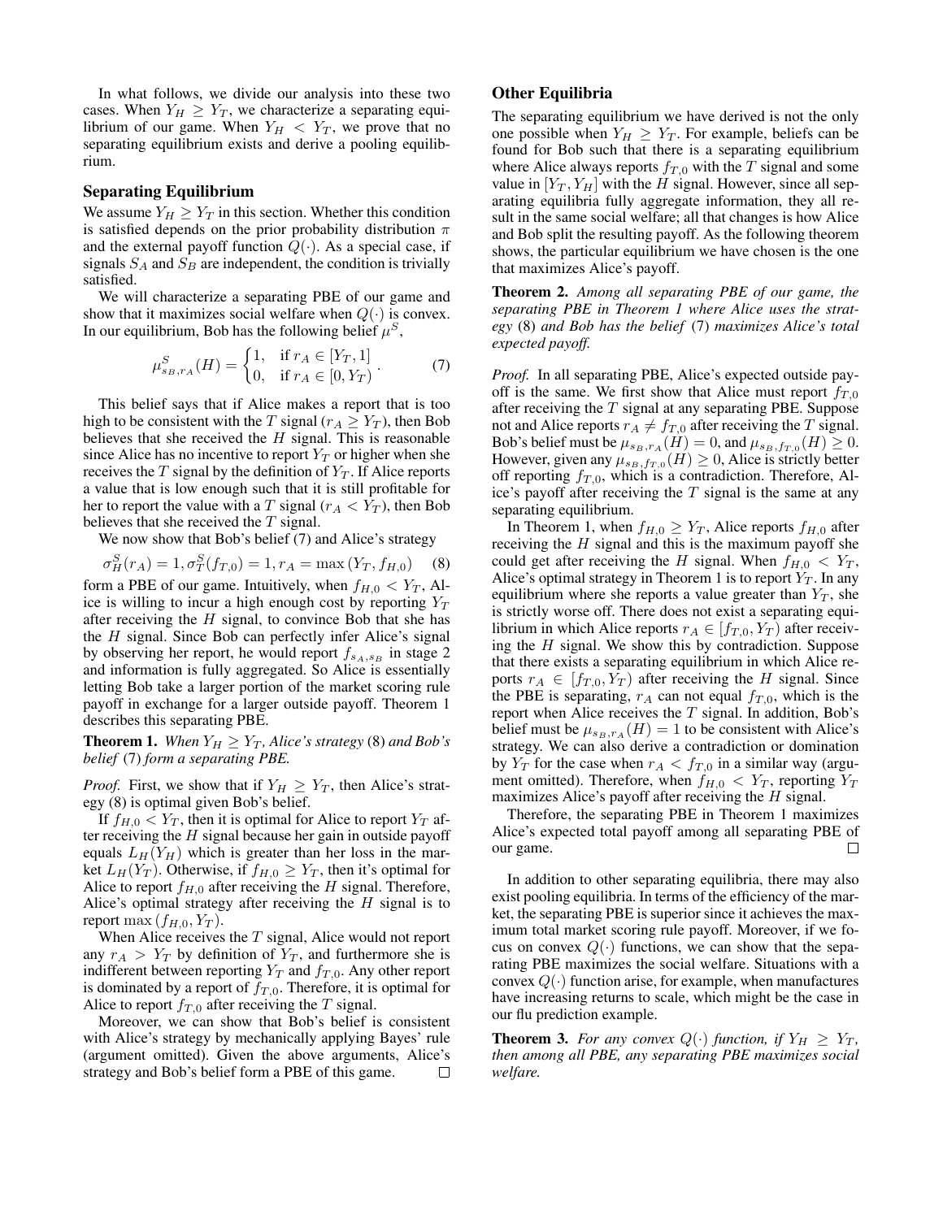In what follows, we divide our analysis into these two cases. When $Y_H \geq Y_T$, we characterize a separating equilibrium of our game. When $Y_H < Y_T$, we prove that no separating equilibrium exists and derive a pooling equilibrium.

### Separating Equilibrium

We assume $Y_H \geq Y_T$ in this section. Whether this condition is satisfied depends on the prior probability distribution $\pi$ and the external payoff function $Q(\cdot)$. As a special case, if signals $S_A$ and $S_B$ are independent, the condition is trivially satisfied.

We will characterize a separating PBE of our game and show that it maximizes social welfare when $Q(\cdot)$ is convex. In our equilibrium, Bob has the following belief $\mu^S$,

$$\mu^S_{s_B, r_A}(H) = \begin{cases} 1, & \text{if } r_A \in [Y_T, 1] \\ 0, & \text{if } r_A \in [0, Y_T) \end{cases}. \quad (7)$$

This belief says that if Alice makes a report that is too high to be consistent with the $T$ signal ($r_A \geq Y_T$), then Bob believes that she received the $H$ signal. This is reasonable since Alice has no incentive to report $Y_T$ or higher when she receives the $T$ signal by the definition of $Y_T$. If Alice reports a value that is low enough such that it is still profitable for her to report the value with a $T$ signal ($r_A < Y_T$), then Bob believes that she received the $T$ signal.

We now show that Bob's belief (7) and Alice's strategy

$$\sigma^S_H(r_A) = 1, \sigma^S_T(f_{T,0}) = 1, r_A = \max(Y_T, f_{H,0}) \quad (8)$$

form a PBE of our game. Intuitively, when $f_{H,0} < Y_T$, Alice is willing to incur a high enough cost by reporting $Y_T$ after receiving the $H$ signal, to convince Bob that she has the $H$ signal. Since Bob can perfectly infer Alice's signal by observing her report, he would report $f_{s_A, s_B}$ in stage 2 and information is fully aggregated. So Alice is essentially letting Bob take a larger portion of the market scoring rule payoff in exchange for a larger outside payoff. Theorem 1 describes this separating PBE.

**Theorem 1.** *When $Y_H \geq Y_T$, Alice's strategy* (8) *and Bob's belief* (7) *form a separating PBE.*

*Proof.* First, we show that if $Y_H \geq Y_T$, then Alice's strategy (8) is optimal given Bob's belief.

If $f_{H,0} < Y_T$, then it is optimal for Alice to report $Y_T$ after receiving the $H$ signal because her gain in outside payoff equals $L_H(Y_H)$ which is greater than her loss in the market $L_H(Y_T)$. Otherwise, if $f_{H,0} \geq Y_T$, then it's optimal for Alice to report $f_{H,0}$ after receiving the $H$ signal. Therefore, Alice's optimal strategy after receiving the $H$ signal is to report $\max(f_{H,0}, Y_T)$.

When Alice receives the $T$ signal, Alice would not report any $r_A > Y_T$ by definition of $Y_T$, and furthermore she is indifferent between reporting $Y_T$ and $f_{T,0}$. Any other report is dominated by a report of $f_{T,0}$. Therefore, it is optimal for Alice to report $f_{T,0}$ after receiving the $T$ signal.

Moreover, we can show that Bob's belief is consistent with Alice's strategy by mechanically applying Bayes' rule (argument omitted). Given the above arguments, Alice's strategy and Bob's belief form a PBE of this game. $\square$

### Other Equilibria

The separating equilibrium we have derived is not the only one possible when $Y_H \geq Y_T$. For example, beliefs can be found for Bob such that there is a separating equilibrium where Alice always reports $f_{T,0}$ with the $T$ signal and some value in $[Y_T, Y_H]$ with the $H$ signal. However, since all separating equilibria fully aggregate information, they all result in the same social welfare; all that changes is how Alice and Bob split the resulting payoff. As the following theorem shows, the particular equilibrium we have chosen is the one that maximizes Alice's payoff.

**Theorem 2.** *Among all separating PBE of our game, the separating PBE in Theorem 1 where Alice uses the strategy* (8) *and Bob has the belief* (7) *maximizes Alice's total expected payoff.*

*Proof.* In all separating PBE, Alice's expected outside payoff is the same. We first show that Alice must report $f_{T,0}$ after receiving the $T$ signal at any separating PBE. Suppose not and Alice reports $r_A \neq f_{T,0}$ after receiving the $T$ signal. Bob's belief must be $\mu_{s_B, r_A}(H) = 0$, and $\mu_{s_B, f_{T,0}}(H) \geq 0$. However, given any $\mu_{s_B, f_{T,0}}(H) \geq 0$, Alice is strictly better off reporting $f_{T,0}$, which is a contradiction. Therefore, Alice's payoff after receiving the $T$ signal is the same at any separating equilibrium.

In Theorem 1, when $f_{H,0} \geq Y_T$, Alice reports $f_{H,0}$ after receiving the $H$ signal and this is the maximum payoff she could get after receiving the $H$ signal. When $f_{H,0} < Y_T$, Alice's optimal strategy in Theorem 1 is to report $Y_T$. In any equilibrium where she reports a value greater than $Y_T$, she is strictly worse off. There does not exist a separating equilibrium in which Alice reports $r_A \in [f_{T,0}, Y_T)$ after receiving the $H$ signal. We show this by contradiction. Suppose that there exists a separating equilibrium in which Alice reports $r_A \in [f_{T,0}, Y_T)$ after receiving the $H$ signal. Since the PBE is separating, $r_A$ can not equal $f_{T,0}$, which is the report when Alice receives the $T$ signal. In addition, Bob's belief must be $\mu_{s_B, r_A}(H) = 1$ to be consistent with Alice's strategy. We can also derive a contradiction or domination by $Y_T$ for the case when $r_A < f_{T,0}$ in a similar way (argument omitted). Therefore, when $f_{H,0} < Y_T$, reporting $Y_T$ maximizes Alice's payoff after receiving the $H$ signal.

Therefore, the separating PBE in Theorem 1 maximizes Alice's expected total payoff among all separating PBE of our game. $\square$

In addition to other separating equilibria, there may also exist pooling equilibria. In terms of the efficiency of the market, the separating PBE is superior since it achieves the maximum total market scoring rule payoff. Moreover, if we focus on convex $Q(\cdot)$ functions, we can show that the separating PBE maximizes the social welfare. Situations with a convex $Q(\cdot)$ function arise, for example, when manufactures have increasing returns to scale, which might be the case in our flu prediction example.

**Theorem 3.** *For any convex $Q(\cdot)$ function, if $Y_H \geq Y_T$, then among all PBE, any separating PBE maximizes social welfare.*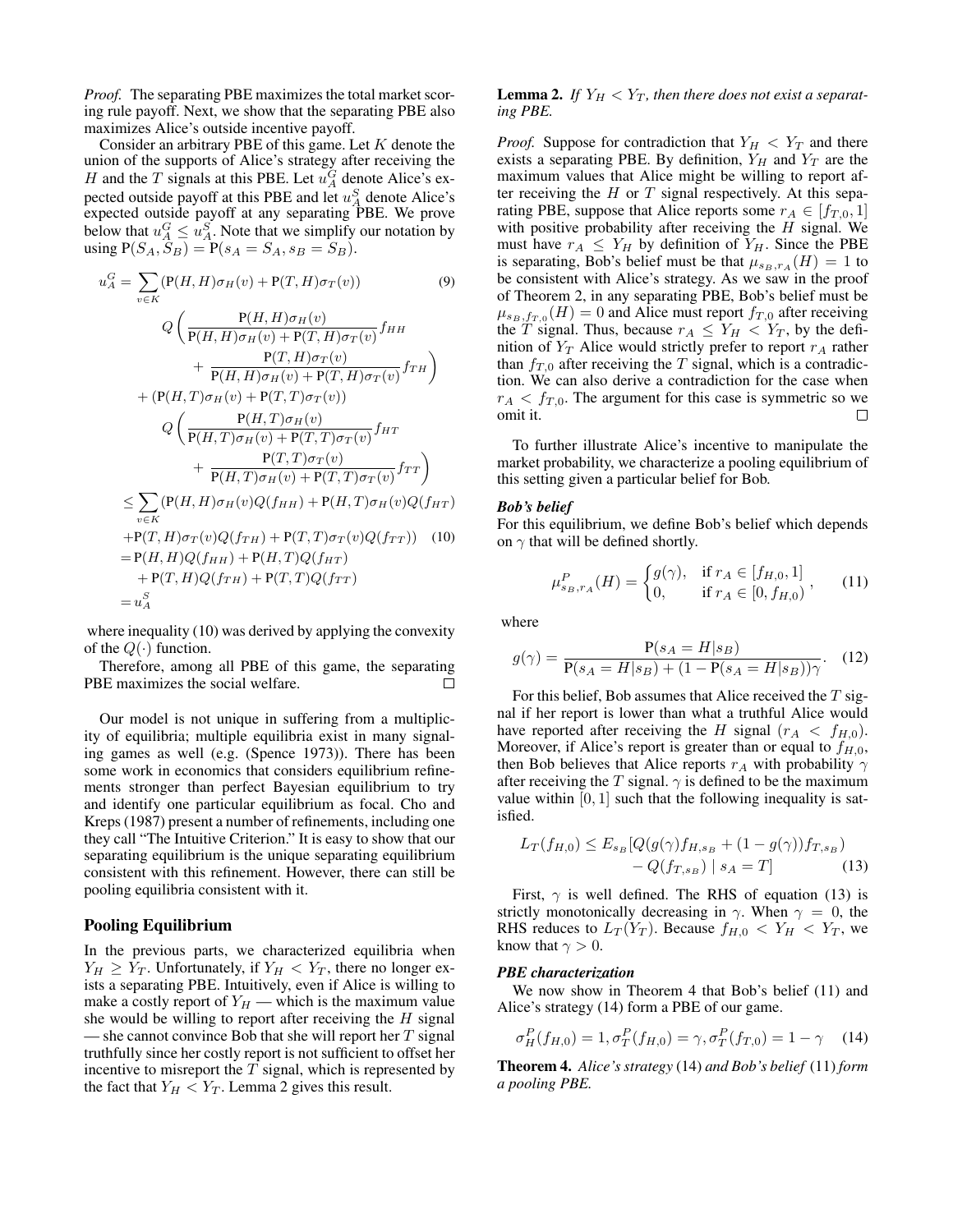*Proof.* The separating PBE maximizes the total market scoring rule payoff. Next, we show that the separating PBE also maximizes Alice's outside incentive payoff.

Consider an arbitrary PBE of this game. Let $K$ denote the union of the supports of Alice's strategy after receiving the $H$ and the $T$ signals at this PBE. Let $u_A^G$ denote Alice's expected outside payoff at this PBE and let $u_A^S$ denote Alice's expected outside payoff at any separating PBE. We prove below that $u_A^G \leq u_A^S$. Note that we simplify our notation by using $\mathrm{P}(S_A, S_B) = \mathrm{P}(s_A = S_A, s_B = S_B)$.

$$
\begin{aligned}
u_A^G = & \sum_{v \in K} (\mathrm{P}(H,H)\sigma_H(v) + \mathrm{P}(T,H)\sigma_T(v)) \quad (9)\\
& Q\left(\frac{\mathrm{P}(H,H)\sigma_H(v)}{\mathrm{P}(H,H)\sigma_H(v) + \mathrm{P}(T,H)\sigma_T(v)} f_{HH} \right.\\
& \left. + \frac{\mathrm{P}(T,H)\sigma_T(v)}{\mathrm{P}(H,H)\sigma_H(v) + \mathrm{P}(T,H)\sigma_T(v)} f_{TH}\right)\\
& + (\mathrm{P}(H,T)\sigma_H(v) + \mathrm{P}(T,T)\sigma_T(v))\\
& Q\left(\frac{\mathrm{P}(H,T)\sigma_H(v)}{\mathrm{P}(H,T)\sigma_H(v) + \mathrm{P}(T,T)\sigma_T(v)} f_{HT} \right.\\
& \left. + \frac{\mathrm{P}(T,T)\sigma_T(v)}{\mathrm{P}(H,T)\sigma_H(v) + \mathrm{P}(T,T)\sigma_T(v)} f_{TT}\right)\\
\leq & \sum_{v \in K} (\mathrm{P}(H,H)\sigma_H(v) Q(f_{HH}) + \mathrm{P}(H,T)\sigma_H(v) Q(f_{HT})\\
& + \mathrm{P}(T,H)\sigma_T(v) Q(f_{TH}) + \mathrm{P}(T,T)\sigma_T(v) Q(f_{TT})) \quad (10)\\
= & \mathrm{P}(H,H)Q(f_{HH}) + \mathrm{P}(H,T)Q(f_{HT})\\
& + \mathrm{P}(T,H)Q(f_{TH}) + \mathrm{P}(T,T)Q(f_{TT})\\
= & u_A^S
\end{aligned}
$$

where inequality (10) was derived by applying the convexity of the $Q(\cdot)$ function.

Therefore, among all PBE of this game, the separating PBE maximizes the social welfare. □

Our model is not unique in suffering from a multiplicity of equilibria; multiple equilibria exist in many signaling games as well (e.g. (Spence 1973)). There has been some work in economics that considers equilibrium refinements stronger than perfect Bayesian equilibrium to try and identify one particular equilibrium as focal. Cho and Kreps (1987) present a number of refinements, including one they call "The Intuitive Criterion." It is easy to show that our separating equilibrium is the unique separating equilibrium consistent with this refinement. However, there can still be pooling equilibria consistent with it.

## Pooling Equilibrium

In the previous parts, we characterized equilibria when $Y_H \geq Y_T$. Unfortunately, if $Y_H < Y_T$, there no longer exists a separating PBE. Intuitively, even if Alice is willing to make a costly report of $Y_H$ — which is the maximum value she would be willing to report after receiving the $H$ signal — she cannot convince Bob that she will report her $T$ signal truthfully since her costly report is not sufficient to offset her incentive to misreport the $T$ signal, which is represented by the fact that $Y_H < Y_T$. Lemma 2 gives this result.

**Lemma 2.** *If $Y_H < Y_T$, then there does not exist a separating PBE.*

*Proof.* Suppose for contradiction that $Y_H < Y_T$ and there exists a separating PBE. By definition, $Y_H$ and $Y_T$ are the maximum values that Alice might be willing to report after receiving the $H$ or $T$ signal respectively. At this separating PBE, suppose that Alice reports some $r_A \in [f_{T,0}, 1]$ with positive probability after receiving the $H$ signal. We must have $r_A \leq Y_H$ by definition of $Y_H$. Since the PBE is separating, Bob's belief must be that $\mu_{s_B, r_A}(H) = 1$ to be consistent with Alice's strategy. As we saw in the proof of Theorem 2, in any separating PBE, Bob's belief must be $\mu_{s_B, f_{T,0}}(H) = 0$ and Alice must report $f_{T,0}$ after receiving the $T$ signal. Thus, because $r_A \leq Y_H < Y_T$, by the definition of $Y_T$ Alice would strictly prefer to report $r_A$ rather than $f_{T,0}$ after receiving the $T$ signal, which is a contradiction. We can also derive a contradiction for the case when $r_A < f_{T,0}$. The argument for this case is symmetric so we omit it. □

To further illustrate Alice's incentive to manipulate the market probability, we characterize a pooling equilibrium of this setting given a particular belief for Bob.

***Bob's belief***

For this equilibrium, we define Bob's belief which depends on $\gamma$ that will be defined shortly.

$$
\mu^P_{s_B, r_A}(H) = \begin{cases} g(\gamma), & \text{if } r_A \in [f_{H,0}, 1] \\ 0, & \text{if } r_A \in [0, f_{H,0}) \end{cases}, \quad (11)
$$

where

$$
g(\gamma) = \frac{\mathrm{P}(s_A = H | s_B)}{\mathrm{P}(s_A = H | s_B) + (1 - \mathrm{P}(s_A = H | s_B))\gamma}. \quad (12)
$$

For this belief, Bob assumes that Alice received the $T$ signal if her report is lower than what a truthful Alice would have reported after receiving the $H$ signal ($r_A < f_{H,0}$). Moreover, if Alice's report is greater than or equal to $f_{H,0}$, then Bob believes that Alice reports $r_A$ with probability $\gamma$ after receiving the $T$ signal. $\gamma$ is defined to be the maximum value within $[0, 1]$ such that the following inequality is satisfied.

$$
\begin{aligned}
L_T(f_{H,0}) \leq E_{s_B}[& Q(g(\gamma) f_{H,s_B} + (1 - g(\gamma)) f_{T,s_B}) \\
& - Q(f_{T,s_B}) \mid s_A = T] \quad (13)
\end{aligned}
$$

First, $\gamma$ is well defined. The RHS of equation (13) is strictly monotonically decreasing in $\gamma$. When $\gamma = 0$, the RHS reduces to $L_T(Y_T)$. Because $f_{H,0} < Y_H < Y_T$, we know that $\gamma > 0$.

***PBE characterization***

We now show in Theorem 4 that Bob's belief (11) and Alice's strategy (14) form a PBE of our game.

$$
\sigma^P_H(f_{H,0}) = 1, \sigma^P_T(f_{H,0}) = \gamma, \sigma^P_T(f_{T,0}) = 1 - \gamma \quad (14)
$$

**Theorem 4.** *Alice's strategy* (14) *and Bob's belief* (11) *form a pooling PBE.*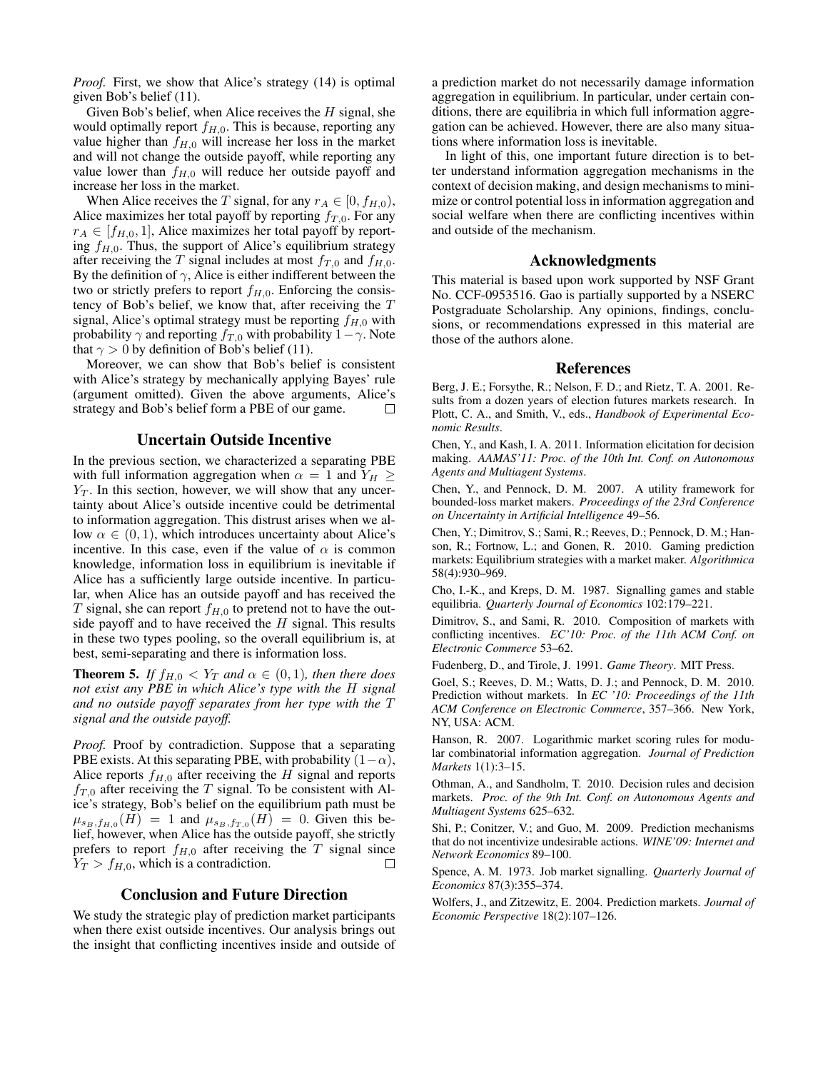*Proof.* First, we show that Alice's strategy (14) is optimal given Bob's belief (11).

Given Bob's belief, when Alice receives the $H$ signal, she would optimally report $f_{H,0}$. This is because, reporting any value higher than $f_{H,0}$ will increase her loss in the market and will not change the outside payoff, while reporting any value lower than $f_{H,0}$ will reduce her outside payoff and increase her loss in the market.

When Alice receives the $T$ signal, for any $r_A \in [0, f_{H,0})$, Alice maximizes her total payoff by reporting $f_{T,0}$. For any $r_A \in [f_{H,0}, 1]$, Alice maximizes her total payoff by reporting $f_{H,0}$. Thus, the support of Alice's equilibrium strategy after receiving the $T$ signal includes at most $f_{T,0}$ and $f_{H,0}$. By the definition of $\gamma$, Alice is either indifferent between the two or strictly prefers to report $f_{H,0}$. Enforcing the consistency of Bob's belief, we know that, after receiving the $T$ signal, Alice's optimal strategy must be reporting $f_{H,0}$ with probability $\gamma$ and reporting $f_{T,0}$ with probability $1-\gamma$. Note that $\gamma > 0$ by definition of Bob's belief (11).

Moreover, we can show that Bob's belief is consistent with Alice's strategy by mechanically applying Bayes' rule (argument omitted). Given the above arguments, Alice's strategy and Bob's belief form a PBE of our game. □

## Uncertain Outside Incentive

In the previous section, we characterized a separating PBE with full information aggregation when $\alpha = 1$ and $Y_H \geq Y_T$. In this section, however, we will show that any uncertainty about Alice's outside incentive could be detrimental to information aggregation. This distrust arises when we allow $\alpha \in (0, 1)$, which introduces uncertainty about Alice's incentive. In this case, even if the value of $\alpha$ is common knowledge, information loss in equilibrium is inevitable if Alice has a sufficiently large outside incentive. In particular, when Alice has an outside payoff and has received the $T$ signal, she can report $f_{H,0}$ to pretend not to have the outside payoff and to have received the $H$ signal. This results in these two types pooling, so the overall equilibrium is, at best, semi-separating and there is information loss.

**Theorem 5.** *If $f_{H,0} < Y_T$ and $\alpha \in (0, 1)$, then there does not exist any PBE in which Alice's type with the $H$ signal and no outside payoff separates from her type with the $T$ signal and the outside payoff.*

*Proof.* Proof by contradiction. Suppose that a separating PBE exists. At this separating PBE, with probability $(1-\alpha)$, Alice reports $f_{H,0}$ after receiving the $H$ signal and reports $f_{T,0}$ after receiving the $T$ signal. To be consistent with Alice's strategy, Bob's belief on the equilibrium path must be $\mu_{s_B, f_{H,0}}(H) = 1$ and $\mu_{s_B, f_{T,0}}(H) = 0$. Given this belief, however, when Alice has the outside payoff, she strictly prefers to report $f_{H,0}$ after receiving the $T$ signal since $Y_T > f_{H,0}$, which is a contradiction. □

## Conclusion and Future Direction

We study the strategic play of prediction market participants when there exist outside incentives. Our analysis brings out the insight that conflicting incentives inside and outside of a prediction market do not necessarily damage information aggregation in equilibrium. In particular, under certain conditions, there are equilibria in which full information aggregation can be achieved. However, there are also many situations where information loss is inevitable.

In light of this, one important future direction is to better understand information aggregation mechanisms in the context of decision making, and design mechanisms to minimize or control potential loss in information aggregation and social welfare when there are conflicting incentives within and outside of the mechanism.

## Acknowledgments

This material is based upon work supported by NSF Grant No. CCF-0953516. Gao is partially supported by a NSERC Postgraduate Scholarship. Any opinions, findings, conclusions, or recommendations expressed in this material are those of the authors alone.

## References

Berg, J. E.; Forsythe, R.; Nelson, F. D.; and Rietz, T. A. 2001. Results from a dozen years of election futures markets research. In Plott, C. A., and Smith, V., eds., *Handbook of Experimental Economic Results*.

Chen, Y., and Kash, I. A. 2011. Information elicitation for decision making. *AAMAS'11: Proc. of the 10th Int. Conf. on Autonomous Agents and Multiagent Systems*.

Chen, Y., and Pennock, D. M. 2007. A utility framework for bounded-loss market makers. *Proceedings of the 23rd Conference on Uncertainty in Artificial Intelligence* 49–56.

Chen, Y.; Dimitrov, S.; Sami, R.; Reeves, D.; Pennock, D. M.; Hanson, R.; Fortnow, L.; and Gonen, R. 2010. Gaming prediction markets: Equilibrium strategies with a market maker. *Algorithmica* 58(4):930–969.

Cho, I.-K., and Kreps, D. M. 1987. Signalling games and stable equilibria. *Quarterly Journal of Economics* 102:179–221.

Dimitrov, S., and Sami, R. 2010. Composition of markets with conflicting incentives. *EC'10: Proc. of the 11th ACM Conf. on Electronic Commerce* 53–62.

Fudenberg, D., and Tirole, J. 1991. *Game Theory*. MIT Press.

Goel, S.; Reeves, D. M.; Watts, D. J.; and Pennock, D. M. 2010. Prediction without markets. In *EC '10: Proceedings of the 11th ACM Conference on Electronic Commerce*, 357–366. New York, NY, USA: ACM.

Hanson, R. 2007. Logarithmic market scoring rules for modular combinatorial information aggregation. *Journal of Prediction Markets* 1(1):3–15.

Othman, A., and Sandholm, T. 2010. Decision rules and decision markets. *Proc. of the 9th Int. Conf. on Autonomous Agents and Multiagent Systems* 625–632.

Shi, P.; Conitzer, V.; and Guo, M. 2009. Prediction mechanisms that do not incentivize undesirable actions. *WINE'09: Internet and Network Economics* 89–100.

Spence, A. M. 1973. Job market signalling. *Quarterly Journal of Economics* 87(3):355–374.

Wolfers, J., and Zitzewitz, E. 2004. Prediction markets. *Journal of Economic Perspective* 18(2):107–126.